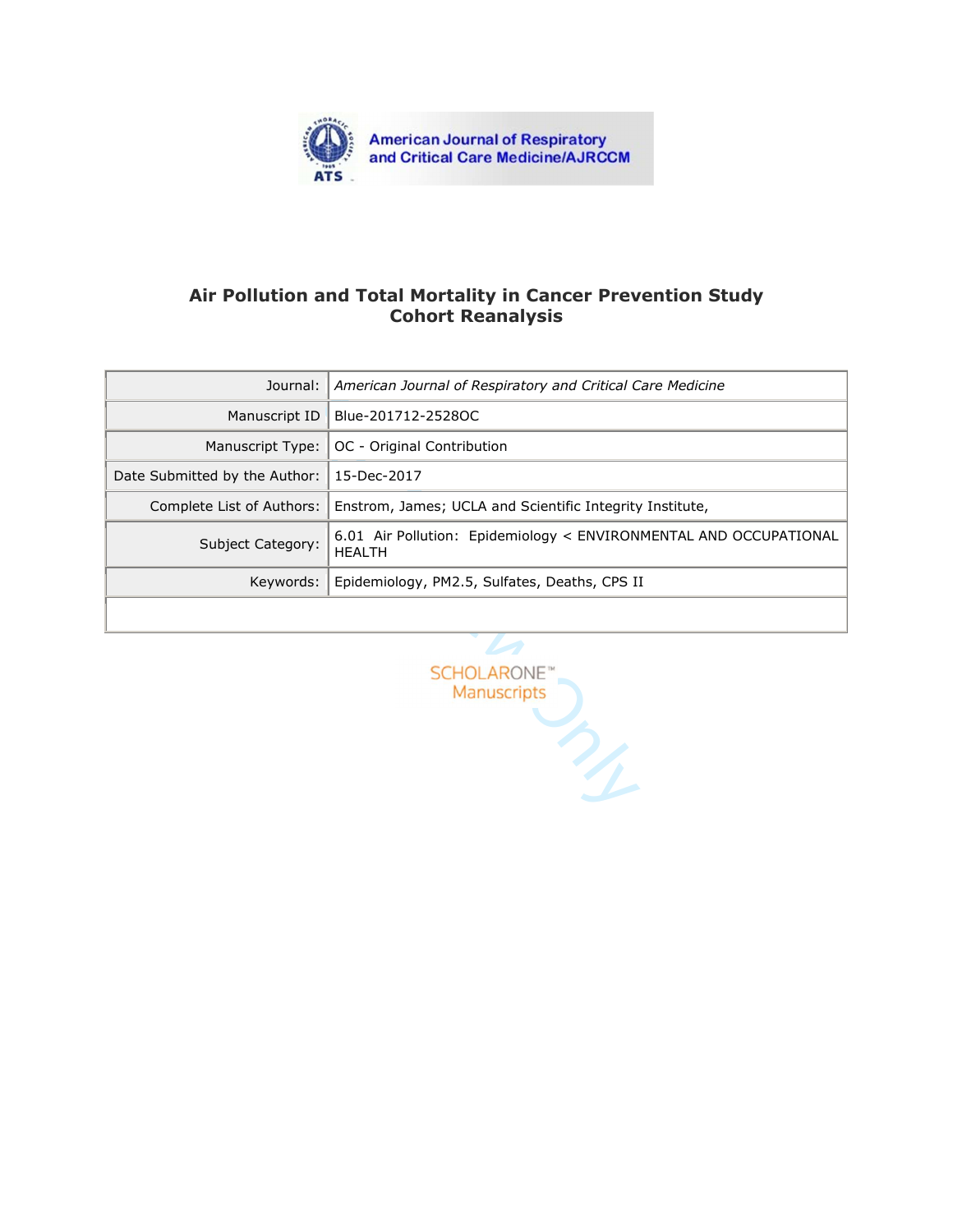American Journal of Respiratory and Critical Care Medicine/AJRCCM

# Air Pollution and Total Mortality in Cancer Prevention Study Cohort Reanalysis

| | |
|---|---|
| Journal: | *American Journal of Respiratory and Critical Care Medicine* |
| Manuscript ID | Blue-201712-2528OC |
| Manuscript Type: | OC - Original Contribution |
| Date Submitted by the Author: | 15-Dec-2017 |
| Complete List of Authors: | Enstrom, James; UCLA and Scientific Integrity Institute, |
| Subject Category: | 6.01 Air Pollution: Epidemiology < ENVIRONMENTAL AND OCCUPATIONAL HEALTH |
| Keywords: | Epidemiology, PM2.5, Sulfates, Deaths, CPS II |
| | |

SCHOLARONE™ Manuscripts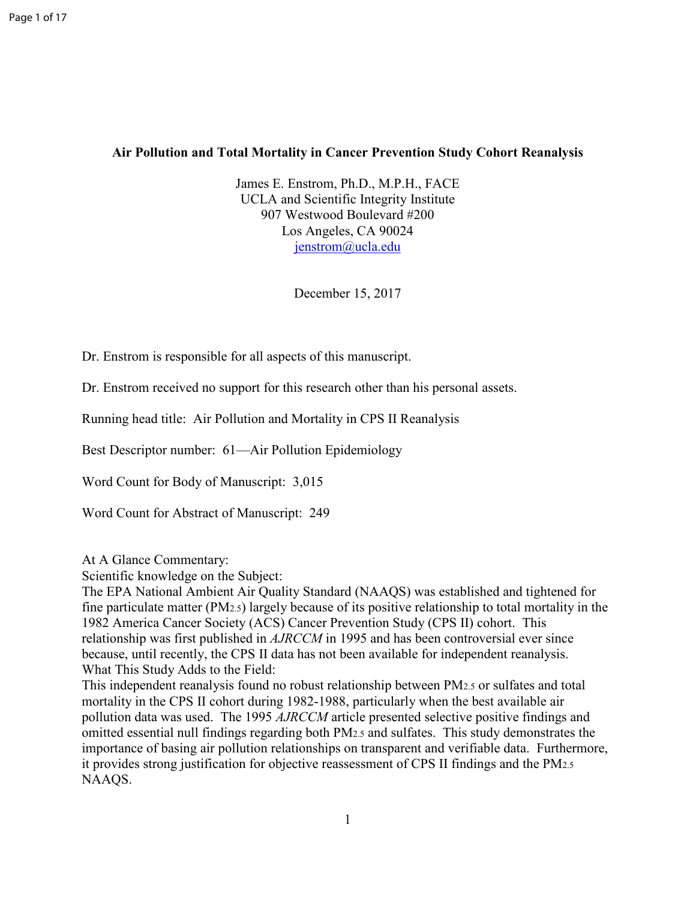**Air Pollution and Total Mortality in Cancer Prevention Study Cohort Reanalysis**

James E. Enstrom, Ph.D., M.P.H., FACE
UCLA and Scientific Integrity Institute
907 Westwood Boulevard #200
Los Angeles, CA 90024
jenstrom@ucla.edu

December 15, 2017

Dr. Enstrom is responsible for all aspects of this manuscript.

Dr. Enstrom received no support for this research other than his personal assets.

Running head title: Air Pollution and Mortality in CPS II Reanalysis

Best Descriptor number: 61—Air Pollution Epidemiology

Word Count for Body of Manuscript: 3,015

Word Count for Abstract of Manuscript: 249

At A Glance Commentary:

Scientific knowledge on the Subject:

The EPA National Ambient Air Quality Standard (NAAQS) was established and tightened for fine particulate matter ($PM_{2.5}$) largely because of its positive relationship to total mortality in the 1982 America Cancer Society (ACS) Cancer Prevention Study (CPS II) cohort. This relationship was first published in *AJRCCM* in 1995 and has been controversial ever since because, until recently, the CPS II data has not been available for independent reanalysis.

What This Study Adds to the Field:

This independent reanalysis found no robust relationship between $PM_{2.5}$ or sulfates and total mortality in the CPS II cohort during 1982-1988, particularly when the best available air pollution data was used. The 1995 *AJRCCM* article presented selective positive findings and omitted essential null findings regarding both $PM_{2.5}$ and sulfates. This study demonstrates the importance of basing air pollution relationships on transparent and verifiable data. Furthermore, it provides strong justification for objective reassessment of CPS II findings and the $PM_{2.5}$ NAAQS.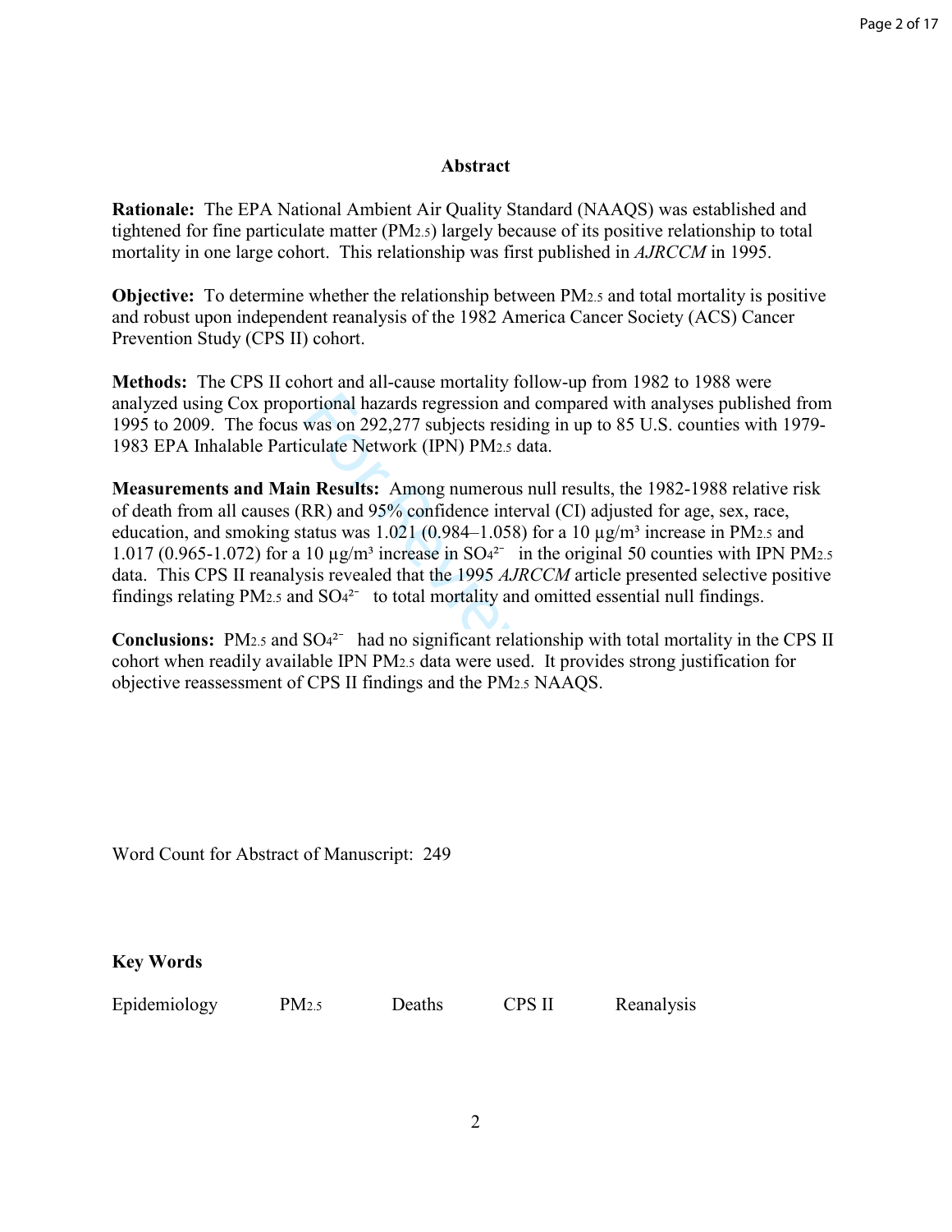## Abstract

**Rationale:** The EPA National Ambient Air Quality Standard (NAAQS) was established and tightened for fine particulate matter ($PM_{2.5}$) largely because of its positive relationship to total mortality in one large cohort. This relationship was first published in *AJRCCM* in 1995.

**Objective:** To determine whether the relationship between $PM_{2.5}$ and total mortality is positive and robust upon independent reanalysis of the 1982 America Cancer Society (ACS) Cancer Prevention Study (CPS II) cohort.

**Methods:** The CPS II cohort and all-cause mortality follow-up from 1982 to 1988 were analyzed using Cox proportional hazards regression and compared with analyses published from 1995 to 2009. The focus was on 292,277 subjects residing in up to 85 U.S. counties with 1979-1983 EPA Inhalable Particulate Network (IPN) $PM_{2.5}$ data.

**Measurements and Main Results:** Among numerous null results, the 1982-1988 relative risk of death from all causes (RR) and 95% confidence interval (CI) adjusted for age, sex, race, education, and smoking status was 1.021 (0.984–1.058) for a 10 µg/m³ increase in $PM_{2.5}$ and 1.017 (0.965-1.072) for a 10 µg/m³ increase in $SO_4^{2-}$ in the original 50 counties with IPN $PM_{2.5}$ data. This CPS II reanalysis revealed that the 1995 *AJRCCM* article presented selective positive findings relating $PM_{2.5}$ and $SO_4^{2-}$ to total mortality and omitted essential null findings.

**Conclusions:** $PM_{2.5}$ and $SO_4^{2-}$ had no significant relationship with total mortality in the CPS II cohort when readily available IPN $PM_{2.5}$ data were used. It provides strong justification for objective reassessment of CPS II findings and the $PM_{2.5}$ NAAQS.

Word Count for Abstract of Manuscript: 249

**Key Words**

Epidemiology    $PM_{2.5}$    Deaths    CPS II    Reanalysis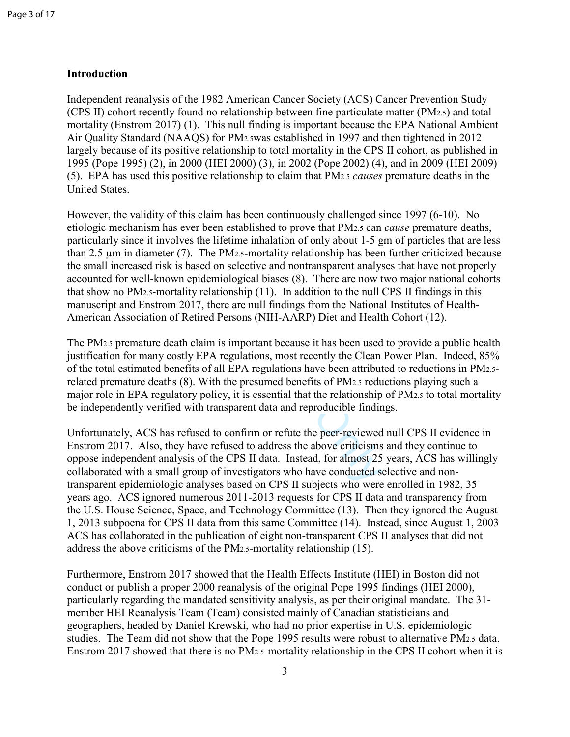## Introduction

Independent reanalysis of the 1982 American Cancer Society (ACS) Cancer Prevention Study (CPS II) cohort recently found no relationship between fine particulate matter ($PM_{2.5}$) and total mortality (Enstrom 2017) (1). This null finding is important because the EPA National Ambient Air Quality Standard (NAAQS) for $PM_{2.5}$was established in 1997 and then tightened in 2012 largely because of its positive relationship to total mortality in the CPS II cohort, as published in 1995 (Pope 1995) (2), in 2000 (HEI 2000) (3), in 2002 (Pope 2002) (4), and in 2009 (HEI 2009) (5). EPA has used this positive relationship to claim that $PM_{2.5}$ *causes* premature deaths in the United States.

However, the validity of this claim has been continuously challenged since 1997 (6-10). No etiologic mechanism has ever been established to prove that $PM_{2.5}$ can *cause* premature deaths, particularly since it involves the lifetime inhalation of only about 1-5 gm of particles that are less than 2.5 µm in diameter (7). The $PM_{2.5}$-mortality relationship has been further criticized because the small increased risk is based on selective and nontransparent analyses that have not properly accounted for well-known epidemiological biases (8). There are now two major national cohorts that show no $PM_{2.5}$-mortality relationship (11). In addition to the null CPS II findings in this manuscript and Enstrom 2017, there are null findings from the National Institutes of Health-American Association of Retired Persons (NIH-AARP) Diet and Health Cohort (12).

The $PM_{2.5}$ premature death claim is important because it has been used to provide a public health justification for many costly EPA regulations, most recently the Clean Power Plan. Indeed, 85% of the total estimated benefits of all EPA regulations have been attributed to reductions in $PM_{2.5}$-related premature deaths (8). With the presumed benefits of $PM_{2.5}$ reductions playing such a major role in EPA regulatory policy, it is essential that the relationship of $PM_{2.5}$ to total mortality be independently verified with transparent data and reproducible findings.

Unfortunately, ACS has refused to confirm or refute the peer-reviewed null CPS II evidence in Enstrom 2017. Also, they have refused to address the above criticisms and they continue to oppose independent analysis of the CPS II data. Instead, for almost 25 years, ACS has willingly collaborated with a small group of investigators who have conducted selective and non-transparent epidemiologic analyses based on CPS II subjects who were enrolled in 1982, 35 years ago. ACS ignored numerous 2011-2013 requests for CPS II data and transparency from the U.S. House Science, Space, and Technology Committee (13). Then they ignored the August 1, 2013 subpoena for CPS II data from this same Committee (14). Instead, since August 1, 2003 ACS has collaborated in the publication of eight non-transparent CPS II analyses that did not address the above criticisms of the $PM_{2.5}$-mortality relationship (15).

Furthermore, Enstrom 2017 showed that the Health Effects Institute (HEI) in Boston did not conduct or publish a proper 2000 reanalysis of the original Pope 1995 findings (HEI 2000), particularly regarding the mandated sensitivity analysis, as per their original mandate. The 31-member HEI Reanalysis Team (Team) consisted mainly of Canadian statisticians and geographers, headed by Daniel Krewski, who had no prior expertise in U.S. epidemiologic studies. The Team did not show that the Pope 1995 results were robust to alternative $PM_{2.5}$ data. Enstrom 2017 showed that there is no $PM_{2.5}$-mortality relationship in the CPS II cohort when it is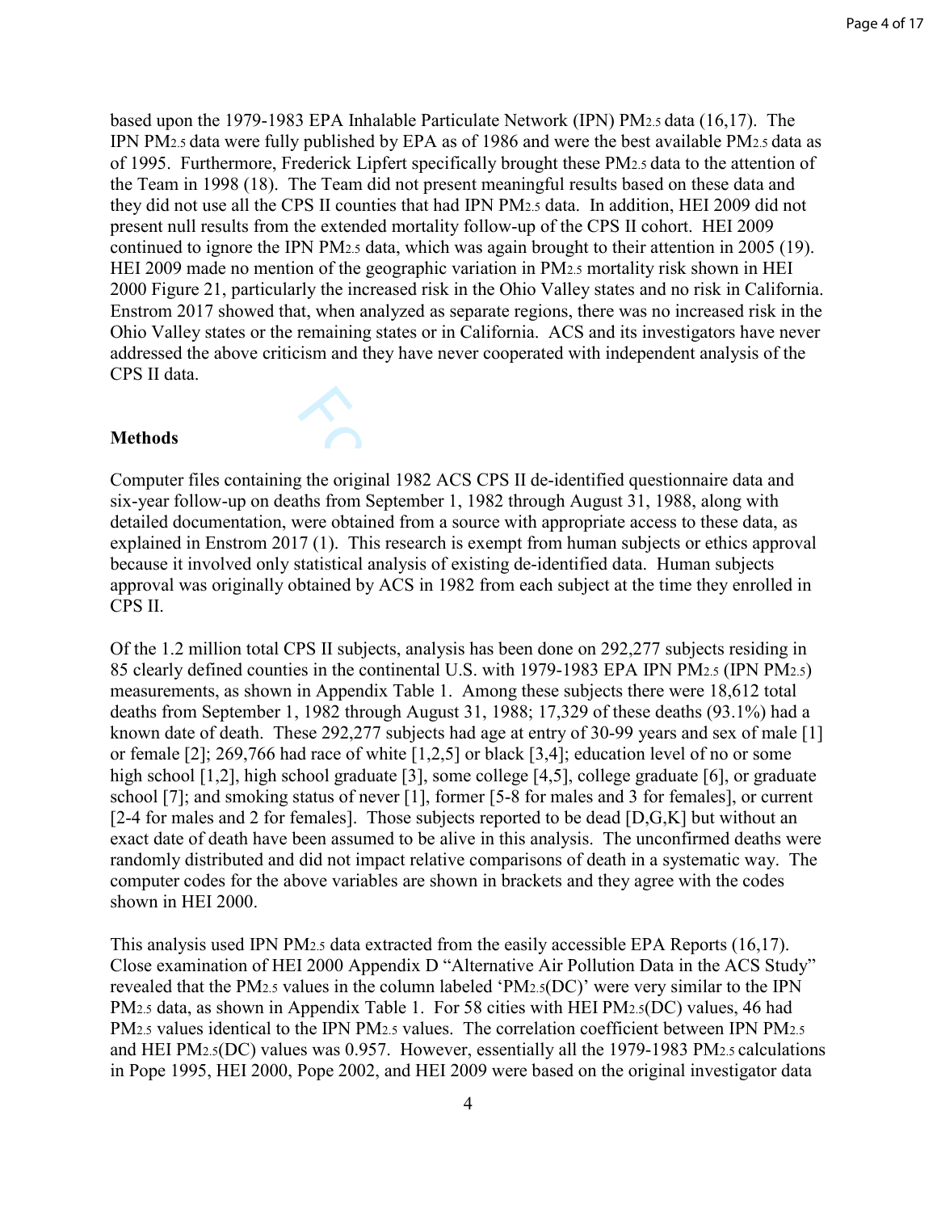based upon the 1979-1983 EPA Inhalable Particulate Network (IPN) $PM_{2.5}$ data (16,17). The IPN $PM_{2.5}$ data were fully published by EPA as of 1986 and were the best available $PM_{2.5}$ data as of 1995. Furthermore, Frederick Lipfert specifically brought these $PM_{2.5}$ data to the attention of the Team in 1998 (18). The Team did not present meaningful results based on these data and they did not use all the CPS II counties that had IPN $PM_{2.5}$ data. In addition, HEI 2009 did not present null results from the extended mortality follow-up of the CPS II cohort. HEI 2009 continued to ignore the IPN $PM_{2.5}$ data, which was again brought to their attention in 2005 (19). HEI 2009 made no mention of the geographic variation in $PM_{2.5}$ mortality risk shown in HEI 2000 Figure 21, particularly the increased risk in the Ohio Valley states and no risk in California. Enstrom 2017 showed that, when analyzed as separate regions, there was no increased risk in the Ohio Valley states or the remaining states or in California. ACS and its investigators have never addressed the above criticism and they have never cooperated with independent analysis of the CPS II data.

## Methods

Computer files containing the original 1982 ACS CPS II de-identified questionnaire data and six-year follow-up on deaths from September 1, 1982 through August 31, 1988, along with detailed documentation, were obtained from a source with appropriate access to these data, as explained in Enstrom 2017 (1). This research is exempt from human subjects or ethics approval because it involved only statistical analysis of existing de-identified data. Human subjects approval was originally obtained by ACS in 1982 from each subject at the time they enrolled in CPS II.

Of the 1.2 million total CPS II subjects, analysis has been done on 292,277 subjects residing in 85 clearly defined counties in the continental U.S. with 1979-1983 EPA IPN $PM_{2.5}$ (IPN $PM_{2.5}$) measurements, as shown in Appendix Table 1. Among these subjects there were 18,612 total deaths from September 1, 1982 through August 31, 1988; 17,329 of these deaths (93.1%) had a known date of death. These 292,277 subjects had age at entry of 30-99 years and sex of male [1] or female [2]; 269,766 had race of white [1,2,5] or black [3,4]; education level of no or some high school [1,2], high school graduate [3], some college [4,5], college graduate [6], or graduate school [7]; and smoking status of never [1], former [5-8 for males and 3 for females], or current [2-4 for males and 2 for females]. Those subjects reported to be dead [D,G,K] but without an exact date of death have been assumed to be alive in this analysis. The unconfirmed deaths were randomly distributed and did not impact relative comparisons of death in a systematic way. The computer codes for the above variables are shown in brackets and they agree with the codes shown in HEI 2000.

This analysis used IPN $PM_{2.5}$ data extracted from the easily accessible EPA Reports (16,17). Close examination of HEI 2000 Appendix D "Alternative Air Pollution Data in the ACS Study" revealed that the $PM_{2.5}$ values in the column labeled '$PM_{2.5}$(DC)' were very similar to the IPN $PM_{2.5}$ data, as shown in Appendix Table 1. For 58 cities with HEI $PM_{2.5}$(DC) values, 46 had $PM_{2.5}$ values identical to the IPN $PM_{2.5}$ values. The correlation coefficient between IPN $PM_{2.5}$ and HEI $PM_{2.5}$(DC) values was 0.957. However, essentially all the 1979-1983 $PM_{2.5}$ calculations in Pope 1995, HEI 2000, Pope 2002, and HEI 2009 were based on the original investigator data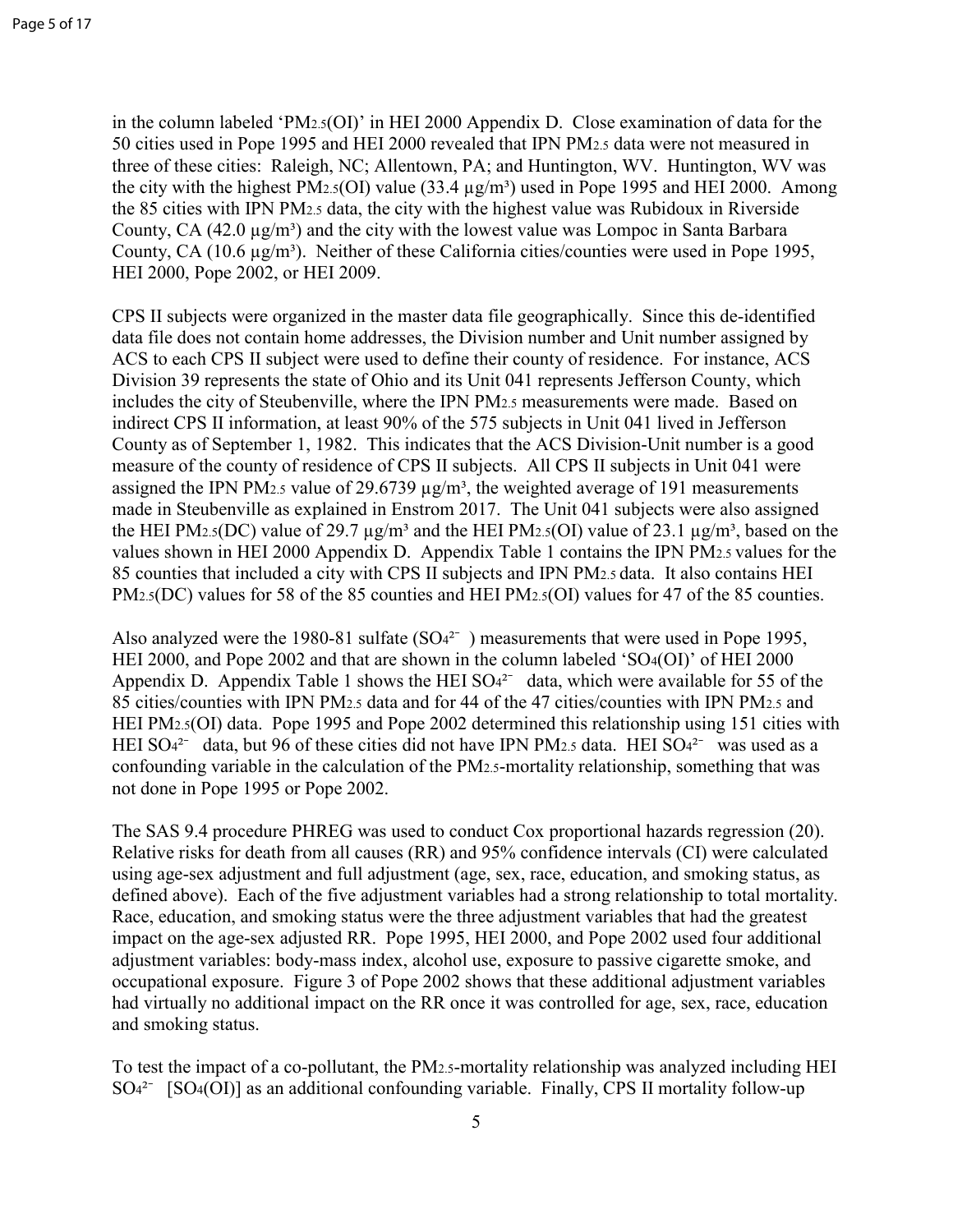in the column labeled '$PM_{2.5}$(OI)' in HEI 2000 Appendix D. Close examination of data for the 50 cities used in Pope 1995 and HEI 2000 revealed that IPN $PM_{2.5}$ data were not measured in three of these cities: Raleigh, NC; Allentown, PA; and Huntington, WV. Huntington, WV was the city with the highest $PM_{2.5}$(OI) value (33.4 µg/m³) used in Pope 1995 and HEI 2000. Among the 85 cities with IPN $PM_{2.5}$ data, the city with the highest value was Rubidoux in Riverside County, CA (42.0 µg/m³) and the city with the lowest value was Lompoc in Santa Barbara County, CA (10.6 µg/m³). Neither of these California cities/counties were used in Pope 1995, HEI 2000, Pope 2002, or HEI 2009.

CPS II subjects were organized in the master data file geographically. Since this de-identified data file does not contain home addresses, the Division number and Unit number assigned by ACS to each CPS II subject were used to define their county of residence. For instance, ACS Division 39 represents the state of Ohio and its Unit 041 represents Jefferson County, which includes the city of Steubenville, where the IPN $PM_{2.5}$ measurements were made. Based on indirect CPS II information, at least 90% of the 575 subjects in Unit 041 lived in Jefferson County as of September 1, 1982. This indicates that the ACS Division-Unit number is a good measure of the county of residence of CPS II subjects. All CPS II subjects in Unit 041 were assigned the IPN $PM_{2.5}$ value of 29.6739 µg/m³, the weighted average of 191 measurements made in Steubenville as explained in Enstrom 2017. The Unit 041 subjects were also assigned the HEI $PM_{2.5}$(DC) value of 29.7 µg/m³ and the HEI $PM_{2.5}$(OI) value of 23.1 µg/m³, based on the values shown in HEI 2000 Appendix D. Appendix Table 1 contains the IPN $PM_{2.5}$ values for the 85 counties that included a city with CPS II subjects and IPN $PM_{2.5}$ data. It also contains HEI $PM_{2.5}$(DC) values for 58 of the 85 counties and HEI $PM_{2.5}$(OI) values for 47 of the 85 counties.

Also analyzed were the 1980-81 sulfate ($SO_4^{2-}$) measurements that were used in Pope 1995, HEI 2000, and Pope 2002 and that are shown in the column labeled '$SO_4$(OI)' of HEI 2000 Appendix D. Appendix Table 1 shows the HEI $SO_4^{2-}$ data, which were available for 55 of the 85 cities/counties with IPN $PM_{2.5}$ data and for 44 of the 47 cities/counties with IPN $PM_{2.5}$ and HEI $PM_{2.5}$(OI) data. Pope 1995 and Pope 2002 determined this relationship using 151 cities with HEI $SO_4^{2-}$ data, but 96 of these cities did not have IPN $PM_{2.5}$ data. HEI $SO_4^{2-}$ was used as a confounding variable in the calculation of the $PM_{2.5}$-mortality relationship, something that was not done in Pope 1995 or Pope 2002.

The SAS 9.4 procedure PHREG was used to conduct Cox proportional hazards regression (20). Relative risks for death from all causes (RR) and 95% confidence intervals (CI) were calculated using age-sex adjustment and full adjustment (age, sex, race, education, and smoking status, as defined above). Each of the five adjustment variables had a strong relationship to total mortality. Race, education, and smoking status were the three adjustment variables that had the greatest impact on the age-sex adjusted RR. Pope 1995, HEI 2000, and Pope 2002 used four additional adjustment variables: body-mass index, alcohol use, exposure to passive cigarette smoke, and occupational exposure. Figure 3 of Pope 2002 shows that these additional adjustment variables had virtually no additional impact on the RR once it was controlled for age, sex, race, education and smoking status.

To test the impact of a co-pollutant, the $PM_{2.5}$-mortality relationship was analyzed including HEI $SO_4^{2-}$ [$SO_4$(OI)] as an additional confounding variable. Finally, CPS II mortality follow-up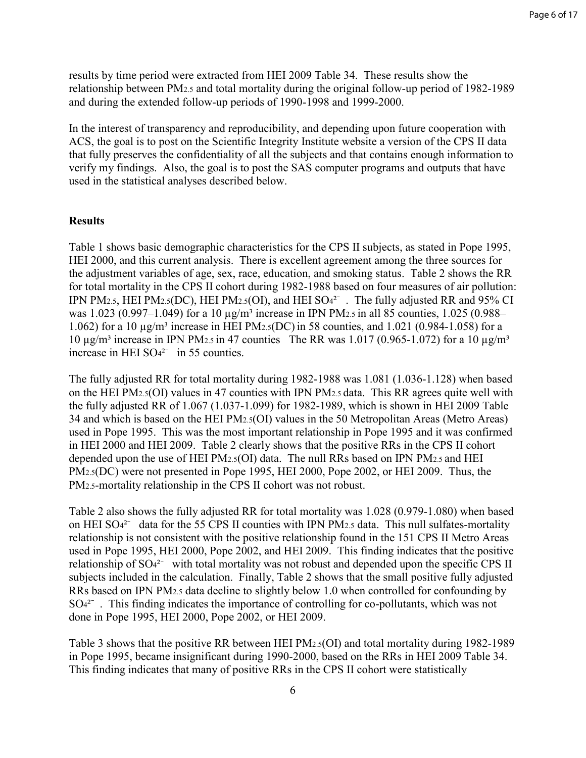results by time period were extracted from HEI 2009 Table 34. These results show the relationship between $PM_{2.5}$ and total mortality during the original follow-up period of 1982-1989 and during the extended follow-up periods of 1990-1998 and 1999-2000.

In the interest of transparency and reproducibility, and depending upon future cooperation with ACS, the goal is to post on the Scientific Integrity Institute website a version of the CPS II data that fully preserves the confidentiality of all the subjects and that contains enough information to verify my findings. Also, the goal is to post the SAS computer programs and outputs that have used in the statistical analyses described below.

**Results**

Table 1 shows basic demographic characteristics for the CPS II subjects, as stated in Pope 1995, HEI 2000, and this current analysis. There is excellent agreement among the three sources for the adjustment variables of age, sex, race, education, and smoking status. Table 2 shows the RR for total mortality in the CPS II cohort during 1982-1988 based on four measures of air pollution: IPN $PM_{2.5}$, HEI $PM_{2.5}$(DC), HEI $PM_{2.5}$(OI), and HEI $SO_4^{2-}$. The fully adjusted RR and 95% CI was 1.023 (0.997–1.049) for a 10 µg/m³ increase in IPN $PM_{2.5}$ in all 85 counties, 1.025 (0.988–1.062) for a 10 µg/m³ increase in HEI $PM_{2.5}$(DC) in 58 counties, and 1.021 (0.984-1.058) for a 10 µg/m³ increase in IPN $PM_{2.5}$ in 47 counties The RR was 1.017 (0.965-1.072) for a 10 µg/m³ increase in HEI $SO_4^{2-}$ in 55 counties.

The fully adjusted RR for total mortality during 1982-1988 was 1.081 (1.036-1.128) when based on the HEI $PM_{2.5}$(OI) values in 47 counties with IPN $PM_{2.5}$ data. This RR agrees quite well with the fully adjusted RR of 1.067 (1.037-1.099) for 1982-1989, which is shown in HEI 2009 Table 34 and which is based on the HEI $PM_{2.5}$(OI) values in the 50 Metropolitan Areas (Metro Areas) used in Pope 1995. This was the most important relationship in Pope 1995 and it was confirmed in HEI 2000 and HEI 2009. Table 2 clearly shows that the positive RRs in the CPS II cohort depended upon the use of HEI $PM_{2.5}$(OI) data. The null RRs based on IPN $PM_{2.5}$ and HEI $PM_{2.5}$(DC) were not presented in Pope 1995, HEI 2000, Pope 2002, or HEI 2009. Thus, the $PM_{2.5}$-mortality relationship in the CPS II cohort was not robust.

Table 2 also shows the fully adjusted RR for total mortality was 1.028 (0.979-1.080) when based on HEI $SO_4^{2-}$ data for the 55 CPS II counties with IPN $PM_{2.5}$ data. This null sulfates-mortality relationship is not consistent with the positive relationship found in the 151 CPS II Metro Areas used in Pope 1995, HEI 2000, Pope 2002, and HEI 2009. This finding indicates that the positive relationship of $SO_4^{2-}$ with total mortality was not robust and depended upon the specific CPS II subjects included in the calculation. Finally, Table 2 shows that the small positive fully adjusted RRs based on IPN $PM_{2.5}$ data decline to slightly below 1.0 when controlled for confounding by $SO_4^{2-}$. This finding indicates the importance of controlling for co-pollutants, which was not done in Pope 1995, HEI 2000, Pope 2002, or HEI 2009.

Table 3 shows that the positive RR between HEI $PM_{2.5}$(OI) and total mortality during 1982-1989 in Pope 1995, became insignificant during 1990-2000, based on the RRs in HEI 2009 Table 34. This finding indicates that many of positive RRs in the CPS II cohort were statistically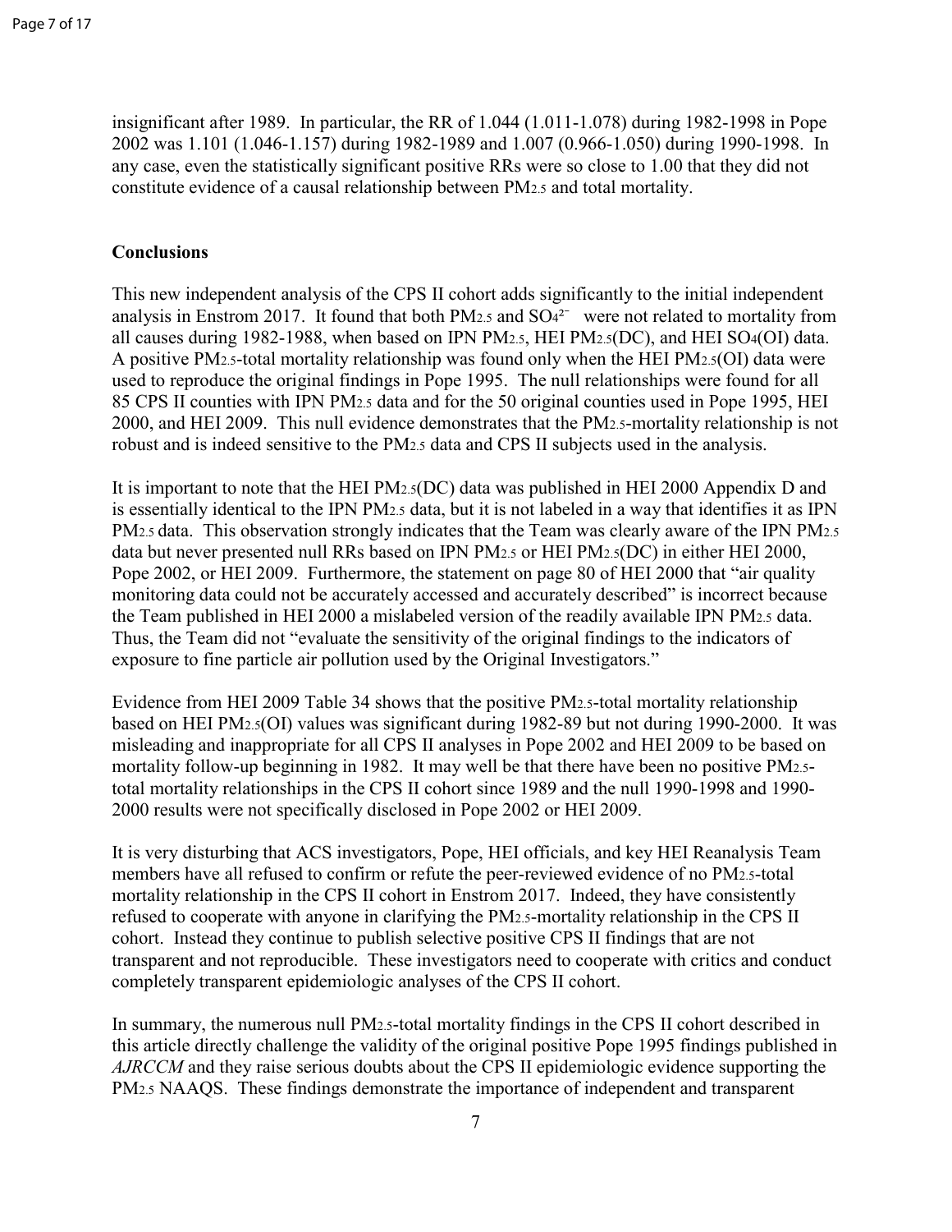insignificant after 1989. In particular, the RR of 1.044 (1.011-1.078) during 1982-1998 in Pope 2002 was 1.101 (1.046-1.157) during 1982-1989 and 1.007 (0.966-1.050) during 1990-1998. In any case, even the statistically significant positive RRs were so close to 1.00 that they did not constitute evidence of a causal relationship between $PM_{2.5}$ and total mortality.

## Conclusions

This new independent analysis of the CPS II cohort adds significantly to the initial independent analysis in Enstrom 2017. It found that both $PM_{2.5}$ and $SO_4^{2-}$ were not related to mortality from all causes during 1982-1988, when based on IPN $PM_{2.5}$, HEI $PM_{2.5}$(DC), and HEI $SO_4$(OI) data. A positive $PM_{2.5}$-total mortality relationship was found only when the HEI $PM_{2.5}$(OI) data were used to reproduce the original findings in Pope 1995. The null relationships were found for all 85 CPS II counties with IPN $PM_{2.5}$ data and for the 50 original counties used in Pope 1995, HEI 2000, and HEI 2009. This null evidence demonstrates that the $PM_{2.5}$-mortality relationship is not robust and is indeed sensitive to the $PM_{2.5}$ data and CPS II subjects used in the analysis.

It is important to note that the HEI $PM_{2.5}$(DC) data was published in HEI 2000 Appendix D and is essentially identical to the IPN $PM_{2.5}$ data, but it is not labeled in a way that identifies it as IPN $PM_{2.5}$ data. This observation strongly indicates that the Team was clearly aware of the IPN $PM_{2.5}$ data but never presented null RRs based on IPN $PM_{2.5}$ or HEI $PM_{2.5}$(DC) in either HEI 2000, Pope 2002, or HEI 2009. Furthermore, the statement on page 80 of HEI 2000 that "air quality monitoring data could not be accurately accessed and accurately described" is incorrect because the Team published in HEI 2000 a mislabeled version of the readily available IPN $PM_{2.5}$ data. Thus, the Team did not "evaluate the sensitivity of the original findings to the indicators of exposure to fine particle air pollution used by the Original Investigators."

Evidence from HEI 2009 Table 34 shows that the positive $PM_{2.5}$-total mortality relationship based on HEI $PM_{2.5}$(OI) values was significant during 1982-89 but not during 1990-2000. It was misleading and inappropriate for all CPS II analyses in Pope 2002 and HEI 2009 to be based on mortality follow-up beginning in 1982. It may well be that there have been no positive $PM_{2.5}$-total mortality relationships in the CPS II cohort since 1989 and the null 1990-1998 and 1990-2000 results were not specifically disclosed in Pope 2002 or HEI 2009.

It is very disturbing that ACS investigators, Pope, HEI officials, and key HEI Reanalysis Team members have all refused to confirm or refute the peer-reviewed evidence of no $PM_{2.5}$-total mortality relationship in the CPS II cohort in Enstrom 2017. Indeed, they have consistently refused to cooperate with anyone in clarifying the $PM_{2.5}$-mortality relationship in the CPS II cohort. Instead they continue to publish selective positive CPS II findings that are not transparent and not reproducible. These investigators need to cooperate with critics and conduct completely transparent epidemiologic analyses of the CPS II cohort.

In summary, the numerous null $PM_{2.5}$-total mortality findings in the CPS II cohort described in this article directly challenge the validity of the original positive Pope 1995 findings published in *AJRCCM* and they raise serious doubts about the CPS II epidemiologic evidence supporting the $PM_{2.5}$ NAAQS. These findings demonstrate the importance of independent and transparent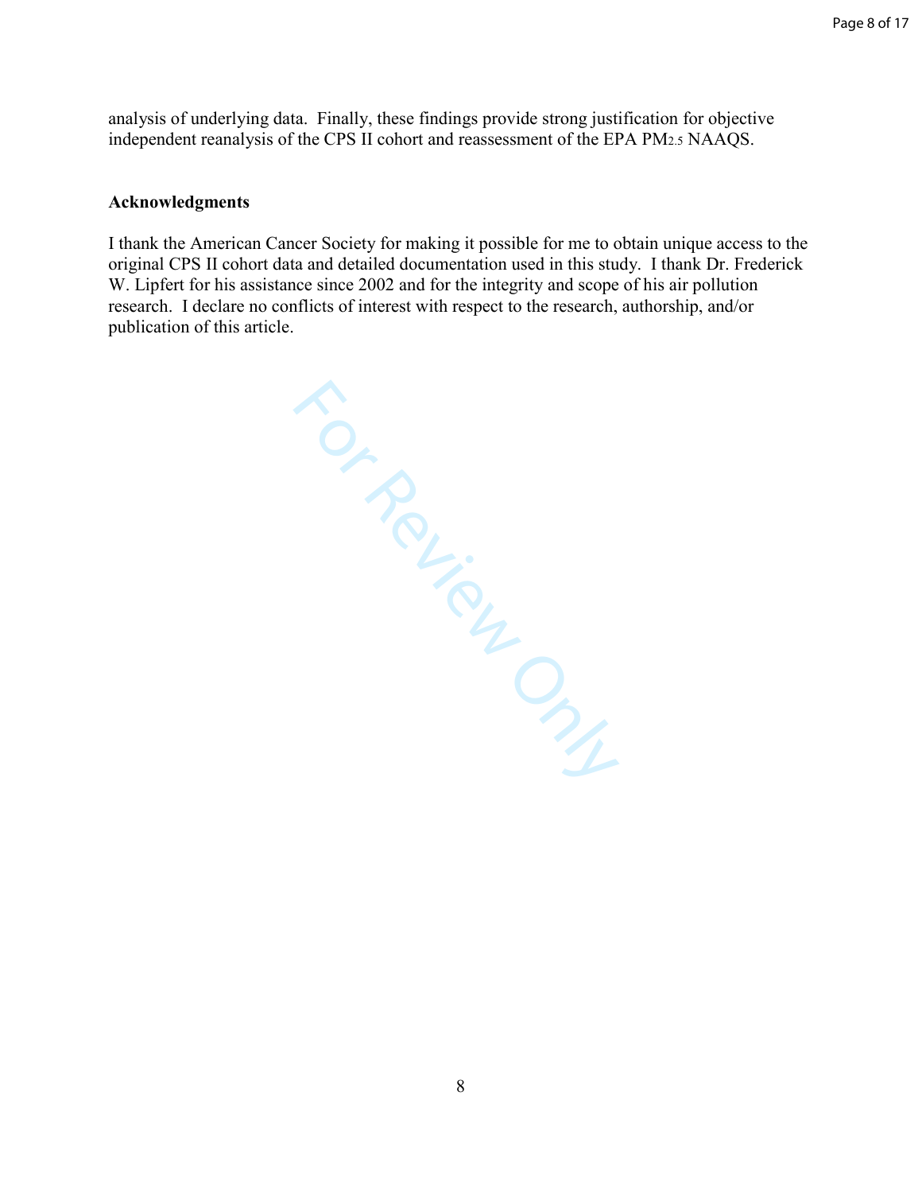analysis of underlying data. Finally, these findings provide strong justification for objective independent reanalysis of the CPS II cohort and reassessment of the EPA $PM_{2.5}$ NAAQS.

## Acknowledgments

I thank the American Cancer Society for making it possible for me to obtain unique access to the original CPS II cohort data and detailed documentation used in this study. I thank Dr. Frederick W. Lipfert for his assistance since 2002 and for the integrity and scope of his air pollution research. I declare no conflicts of interest with respect to the research, authorship, and/or publication of this article.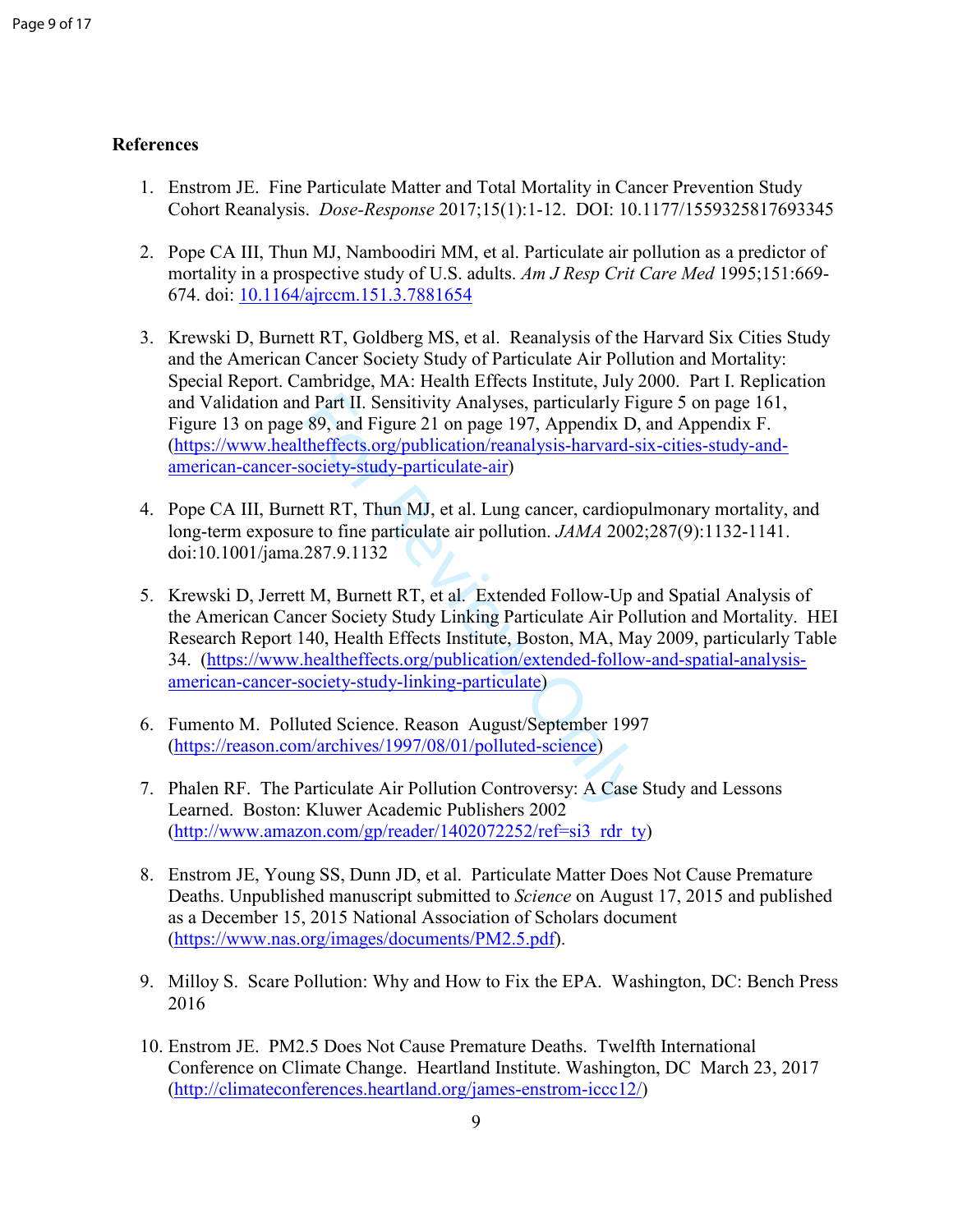**References**

1. Enstrom JE. Fine Particulate Matter and Total Mortality in Cancer Prevention Study Cohort Reanalysis. *Dose-Response* 2017;15(1):1-12. DOI: 10.1177/1559325817693345

2. Pope CA III, Thun MJ, Namboodiri MM, et al. Particulate air pollution as a predictor of mortality in a prospective study of U.S. adults. *Am J Resp Crit Care Med* 1995;151:669-674. doi: 10.1164/ajrccm.151.3.7881654

3. Krewski D, Burnett RT, Goldberg MS, et al. Reanalysis of the Harvard Six Cities Study and the American Cancer Society Study of Particulate Air Pollution and Mortality: Special Report. Cambridge, MA: Health Effects Institute, July 2000. Part I. Replication and Validation and Part II. Sensitivity Analyses, particularly Figure 5 on page 161, Figure 13 on page 89, and Figure 21 on page 197, Appendix D, and Appendix F. (https://www.healtheffects.org/publication/reanalysis-harvard-six-cities-study-and-american-cancer-society-study-particulate-air)

4. Pope CA III, Burnett RT, Thun MJ, et al. Lung cancer, cardiopulmonary mortality, and long-term exposure to fine particulate air pollution. *JAMA* 2002;287(9):1132-1141. doi:10.1001/jama.287.9.1132

5. Krewski D, Jerrett M, Burnett RT, et al. Extended Follow-Up and Spatial Analysis of the American Cancer Society Study Linking Particulate Air Pollution and Mortality. HEI Research Report 140, Health Effects Institute, Boston, MA, May 2009, particularly Table 34. (https://www.healtheffects.org/publication/extended-follow-and-spatial-analysis-american-cancer-society-study-linking-particulate)

6. Fumento M. Polluted Science. Reason August/September 1997 (https://reason.com/archives/1997/08/01/polluted-science)

7. Phalen RF. The Particulate Air Pollution Controversy: A Case Study and Lessons Learned. Boston: Kluwer Academic Publishers 2002 (http://www.amazon.com/gp/reader/1402072252/ref=si3_rdr_ty)

8. Enstrom JE, Young SS, Dunn JD, et al. Particulate Matter Does Not Cause Premature Deaths. Unpublished manuscript submitted to *Science* on August 17, 2015 and published as a December 15, 2015 National Association of Scholars document (https://www.nas.org/images/documents/PM2.5.pdf).

9. Milloy S. Scare Pollution: Why and How to Fix the EPA. Washington, DC: Bench Press 2016

10. Enstrom JE. PM2.5 Does Not Cause Premature Deaths. Twelfth International Conference on Climate Change. Heartland Institute. Washington, DC March 23, 2017 (http://climateconferences.heartland.org/james-enstrom-iccc12/)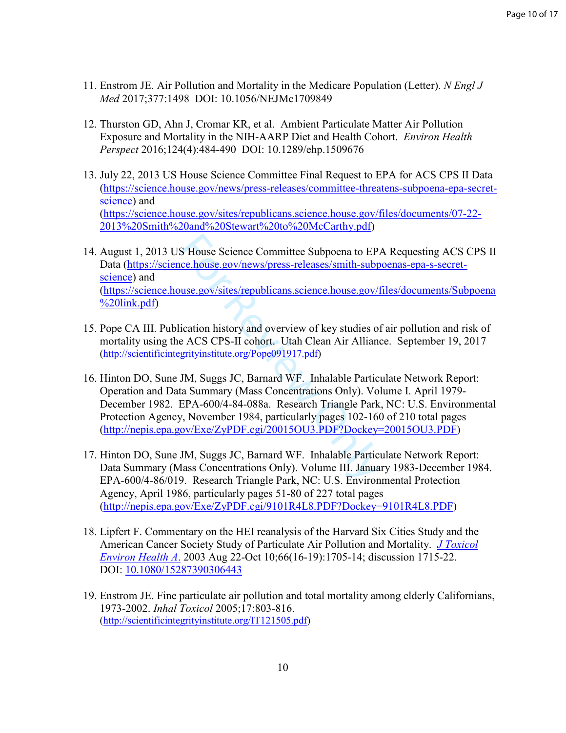11. Enstrom JE. Air Pollution and Mortality in the Medicare Population (Letter). *N Engl J Med* 2017;377:1498 DOI: 10.1056/NEJMc1709849

12. Thurston GD, Ahn J, Cromar KR, et al. Ambient Particulate Matter Air Pollution Exposure and Mortality in the NIH-AARP Diet and Health Cohort. *Environ Health Perspect* 2016;124(4):484-490 DOI: 10.1289/ehp.1509676

13. July 22, 2013 US House Science Committee Final Request to EPA for ACS CPS II Data (https://science.house.gov/news/press-releases/committee-threatens-subpoena-epa-secret-science) and (https://science.house.gov/sites/republicans.science.house.gov/files/documents/07-22-2013%20Smith%20and%20Stewart%20to%20McCarthy.pdf)

14. August 1, 2013 US House Science Committee Subpoena to EPA Requesting ACS CPS II Data (https://science.house.gov/news/press-releases/smith-subpoenas-epa-s-secret-science) and (https://science.house.gov/sites/republicans.science.house.gov/files/documents/Subpoena%20link.pdf)

15. Pope CA III. Publication history and overview of key studies of air pollution and risk of mortality using the ACS CPS-II cohort. Utah Clean Air Alliance. September 19, 2017 (http://scientificintegrityinstitute.org/Pope091917.pdf)

16. Hinton DO, Sune JM, Suggs JC, Barnard WF. Inhalable Particulate Network Report: Operation and Data Summary (Mass Concentrations Only). Volume I. April 1979-December 1982. EPA-600/4-84-088a. Research Triangle Park, NC: U.S. Environmental Protection Agency, November 1984, particularly pages 102-160 of 210 total pages (http://nepis.epa.gov/Exe/ZyPDF.cgi/20015OU3.PDF?Dockey=20015OU3.PDF)

17. Hinton DO, Sune JM, Suggs JC, Barnard WF. Inhalable Particulate Network Report: Data Summary (Mass Concentrations Only). Volume III. January 1983-December 1984. EPA-600/4-86/019. Research Triangle Park, NC: U.S. Environmental Protection Agency, April 1986, particularly pages 51-80 of 227 total pages (http://nepis.epa.gov/Exe/ZyPDF.cgi/9101R4L8.PDF?Dockey=9101R4L8.PDF)

18. Lipfert F. Commentary on the HEI reanalysis of the Harvard Six Cities Study and the American Cancer Society Study of Particulate Air Pollution and Mortality. *J Toxicol Environ Health A.* 2003 Aug 22-Oct 10;66(16-19):1705-14; discussion 1715-22. DOI: 10.1080/15287390306443

19. Enstrom JE. Fine particulate air pollution and total mortality among elderly Californians, 1973-2002. *Inhal Toxicol* 2005;17:803-816. (http://scientificintegrityinstitute.org/IT121505.pdf)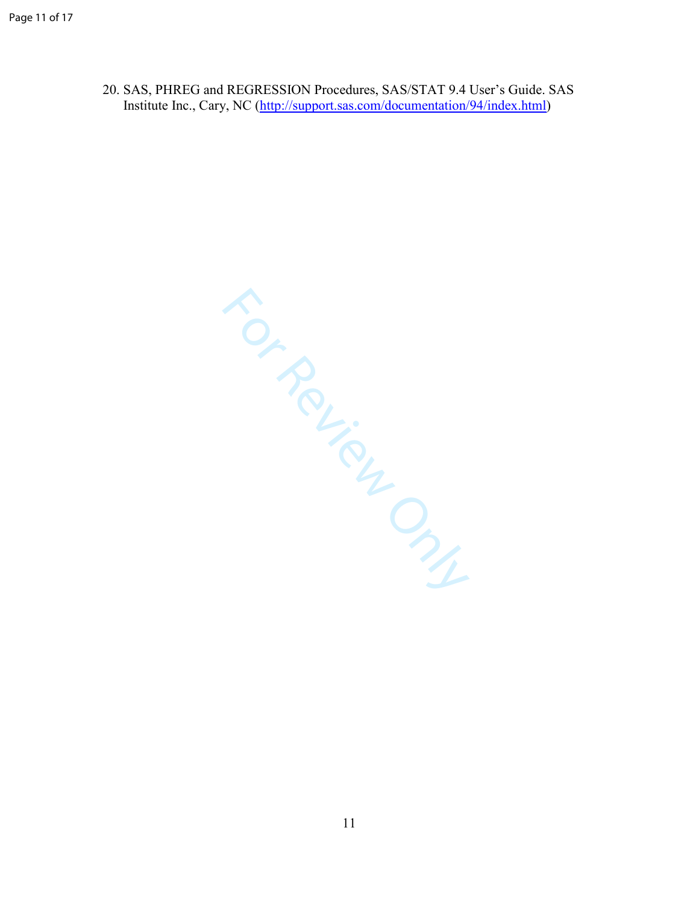20. SAS, PHREG and REGRESSION Procedures, SAS/STAT 9.4 User's Guide. SAS Institute Inc., Cary, NC (http://support.sas.com/documentation/94/index.html)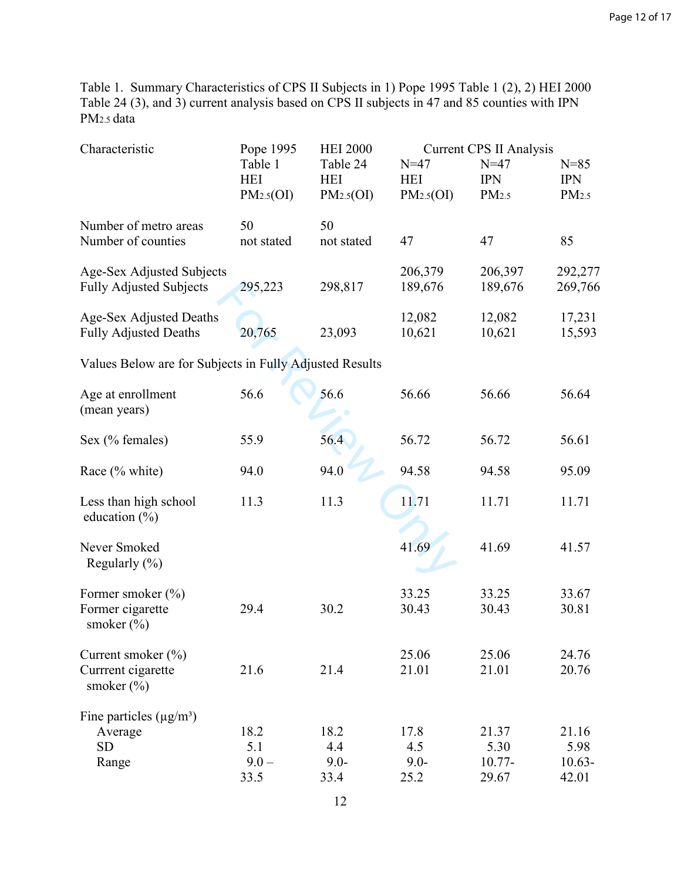Table 1. Summary Characteristics of CPS II Subjects in 1) Pope 1995 Table 1 (2), 2) HEI 2000 Table 24 (3), and 3) current analysis based on CPS II subjects in 47 and 85 counties with IPN $PM_{2.5}$ data

| Characteristic | Pope 1995 Table 1 HEI $PM_{2.5}$(OI) | HEI 2000 Table 24 HEI $PM_{2.5}$(OI) | Current CPS II Analysis N=47 HEI $PM_{2.5}$(OI) | N=47 IPN $PM_{2.5}$ | N=85 IPN $PM_{2.5}$ |
|---|---|---|---|---|---|
| Number of metro areas | 50 | 50 | | | |
| Number of counties | not stated | not stated | 47 | 47 | 85 |
| Age-Sex Adjusted Subjects | | | 206,379 | 206,397 | 292,277 |
| Fully Adjusted Subjects | 295,223 | 298,817 | 189,676 | 189,676 | 269,766 |
| Age-Sex Adjusted Deaths | | | 12,082 | 12,082 | 17,231 |
| Fully Adjusted Deaths | 20,765 | 23,093 | 10,621 | 10,621 | 15,593 |
| Values Below are for Subjects in Fully Adjusted Results | | | | | |
| Age at enrollment (mean years) | 56.6 | 56.6 | 56.66 | 56.66 | 56.64 |
| Sex (% females) | 55.9 | 56.4 | 56.72 | 56.72 | 56.61 |
| Race (% white) | 94.0 | 94.0 | 94.58 | 94.58 | 95.09 |
| Less than high school education (%) | 11.3 | 11.3 | 11.71 | 11.71 | 11.71 |
| Never Smoked Regularly (%) | | | 41.69 | 41.69 | 41.57 |
| Former smoker (%) | | | 33.25 | 33.25 | 33.67 |
| Former cigarette smoker (%) | 29.4 | 30.2 | 30.43 | 30.43 | 30.81 |
| Current smoker (%) | | | 25.06 | 25.06 | 24.76 |
| Currrent cigarette smoker (%) | 21.6 | 21.4 | 21.01 | 21.01 | 20.76 |
| Fine particles (μg/m³) | | | | | |
| Average | 18.2 | 18.2 | 17.8 | 21.37 | 21.16 |
| SD | 5.1 | 4.4 | 4.5 | 5.30 | 5.98 |
| Range | 9.0 – 33.5 | 9.0-33.4 | 9.0-25.2 | 10.77-29.67 | 10.63-42.01 |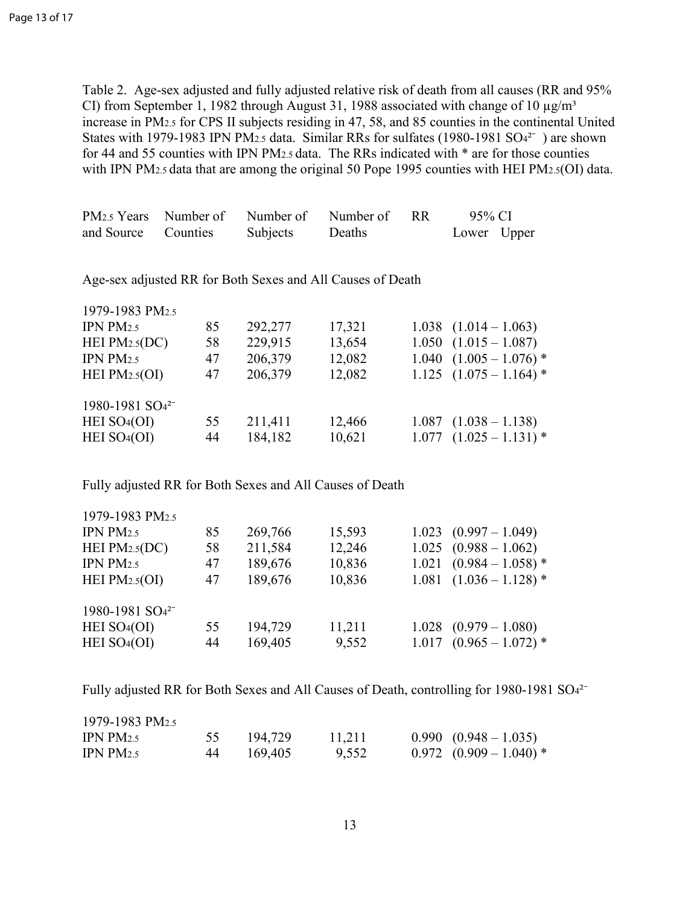Table 2. Age-sex adjusted and fully adjusted relative risk of death from all causes (RR and 95% CI) from September 1, 1982 through August 31, 1988 associated with change of 10 µg/m³ increase in $PM_{2.5}$ for CPS II subjects residing in 47, 58, and 85 counties in the continental United States with 1979-1983 IPN $PM_{2.5}$ data. Similar RRs for sulfates (1980-1981 $SO_4^{2-}$) are shown for 44 and 55 counties with IPN $PM_{2.5}$ data. The RRs indicated with * are for those counties with IPN $PM_{2.5}$ data that are among the original 50 Pope 1995 counties with HEI $PM_{2.5}$(OI) data.

| $PM_{2.5}$ Years and Source | Number of Counties | Number of Subjects | Number of Deaths | RR | 95% CI Lower – Upper |
|---|---|---|---|---|---|
| **Age-sex adjusted RR for Both Sexes and All Causes of Death** | | | | | |
| 1979-1983 $PM_{2.5}$ | | | | | |
| IPN $PM_{2.5}$ | 85 | 292,277 | 17,321 | 1.038 | (1.014 – 1.063) |
| HEI $PM_{2.5}$(DC) | 58 | 229,915 | 13,654 | 1.050 | (1.015 – 1.087) |
| IPN $PM_{2.5}$ | 47 | 206,379 | 12,082 | 1.040 | (1.005 – 1.076) * |
| HEI $PM_{2.5}$(OI) | 47 | 206,379 | 12,082 | 1.125 | (1.075 – 1.164) * |
| 1980-1981 $SO_4^{2-}$ | | | | | |
| HEI $SO_4$(OI) | 55 | 211,411 | 12,466 | 1.087 | (1.038 – 1.138) |
| HEI $SO_4$(OI) | 44 | 184,182 | 10,621 | 1.077 | (1.025 – 1.131) * |
| **Fully adjusted RR for Both Sexes and All Causes of Death** | | | | | |
| 1979-1983 $PM_{2.5}$ | | | | | |
| IPN $PM_{2.5}$ | 85 | 269,766 | 15,593 | 1.023 | (0.997 – 1.049) |
| HEI $PM_{2.5}$(DC) | 58 | 211,584 | 12,246 | 1.025 | (0.988 – 1.062) |
| IPN $PM_{2.5}$ | 47 | 189,676 | 10,836 | 1.021 | (0.984 – 1.058) * |
| HEI $PM_{2.5}$(OI) | 47 | 189,676 | 10,836 | 1.081 | (1.036 – 1.128) * |
| 1980-1981 $SO_4^{2-}$ | | | | | |
| HEI $SO_4$(OI) | 55 | 194,729 | 11,211 | 1.028 | (0.979 – 1.080) |
| HEI $SO_4$(OI) | 44 | 169,405 | 9,552 | 1.017 | (0.965 – 1.072) * |
| **Fully adjusted RR for Both Sexes and All Causes of Death, controlling for 1980-1981 $SO_4^{2-}$** | | | | | |
| 1979-1983 $PM_{2.5}$ | | | | | |
| IPN $PM_{2.5}$ | 55 | 194,729 | 11,211 | 0.990 | (0.948 – 1.035) |
| IPN $PM_{2.5}$ | 44 | 169,405 | 9,552 | 0.972 | (0.909 – 1.040) * |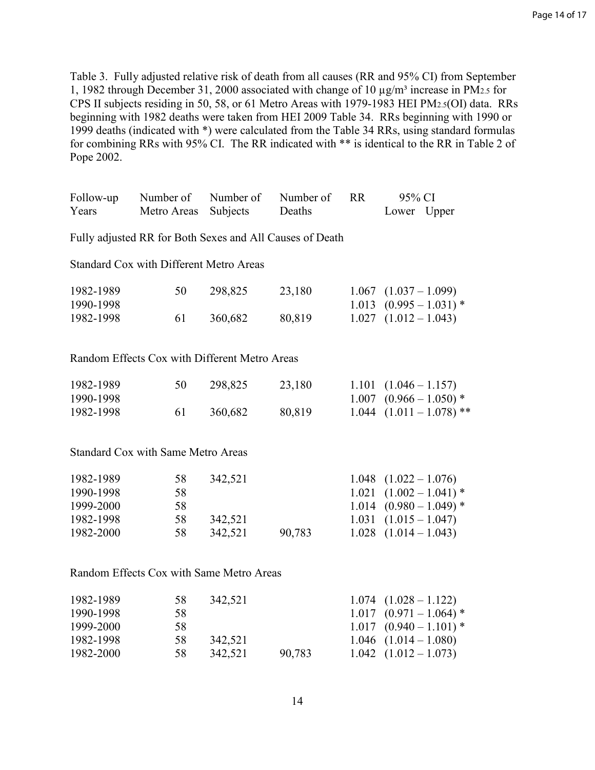Table 3. Fully adjusted relative risk of death from all causes (RR and 95% CI) from September 1, 1982 through December 31, 2000 associated with change of 10 µg/m³ increase in $PM_{2.5}$ for CPS II subjects residing in 50, 58, or 61 Metro Areas with 1979-1983 HEI $PM_{2.5}$(OI) data. RRs beginning with 1982 deaths were taken from HEI 2009 Table 34. RRs beginning with 1990 or 1999 deaths (indicated with *) were calculated from the Table 34 RRs, using standard formulas for combining RRs with 95% CI. The RR indicated with ** is identical to the RR in Table 2 of Pope 2002.

| Follow-up Years | Number of Metro Areas | Number of Subjects | Number of Deaths | RR | 95% CI Lower – Upper |
|---|---|---|---|---|---|
| **Fully adjusted RR for Both Sexes and All Causes of Death** | | | | | |
| *Standard Cox with Different Metro Areas* | | | | | |
| 1982-1989 | 50 | 298,825 | 23,180 | 1.067 | (1.037 – 1.099) |
| 1990-1998 | | | | 1.013 | (0.995 – 1.031) * |
| 1982-1998 | 61 | 360,682 | 80,819 | 1.027 | (1.012 – 1.043) |
| *Random Effects Cox with Different Metro Areas* | | | | | |
| 1982-1989 | 50 | 298,825 | 23,180 | 1.101 | (1.046 – 1.157) |
| 1990-1998 | | | | 1.007 | (0.966 – 1.050) * |
| 1982-1998 | 61 | 360,682 | 80,819 | 1.044 | (1.011 – 1.078) ** |
| *Standard Cox with Same Metro Areas* | | | | | |
| 1982-1989 | 58 | 342,521 | | 1.048 | (1.022 – 1.076) |
| 1990-1998 | 58 | | | 1.021 | (1.002 – 1.041) * |
| 1999-2000 | 58 | | | 1.014 | (0.980 – 1.049) * |
| 1982-1998 | 58 | 342,521 | | 1.031 | (1.015 – 1.047) |
| 1982-2000 | 58 | 342,521 | 90,783 | 1.028 | (1.014 – 1.043) |
| *Random Effects Cox with Same Metro Areas* | | | | | |
| 1982-1989 | 58 | 342,521 | | 1.074 | (1.028 – 1.122) |
| 1990-1998 | 58 | | | 1.017 | (0.971 – 1.064) * |
| 1999-2000 | 58 | | | 1.017 | (0.940 – 1.101) * |
| 1982-1998 | 58 | 342,521 | | 1.046 | (1.014 – 1.080) |
| 1982-2000 | 58 | 342,521 | 90,783 | 1.042 | (1.012 – 1.073) |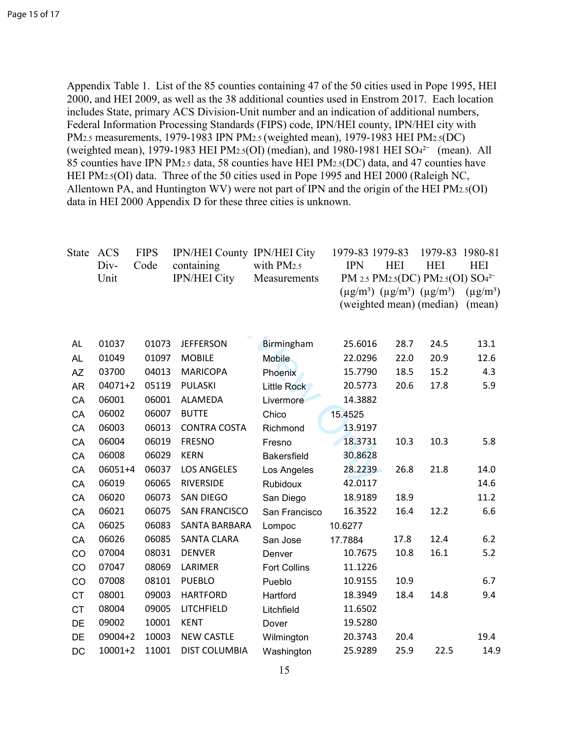Appendix Table 1. List of the 85 counties containing 47 of the 50 cities used in Pope 1995, HEI 2000, and HEI 2009, as well as the 38 additional counties used in Enstrom 2017. Each location includes State, primary ACS Division-Unit number and an indication of additional numbers, Federal Information Processing Standards (FIPS) code, IPN/HEI county, IPN/HEI city with $PM_{2.5}$ measurements, 1979-1983 IPN $PM_{2.5}$ (weighted mean), 1979-1983 HEI $PM_{2.5}$(DC) (weighted mean), 1979-1983 HEI $PM_{2.5}$(OI) (median), and 1980-1981 HEI $SO_4^{2-}$ (mean). All 85 counties have IPN $PM_{2.5}$ data, 58 counties have HEI $PM_{2.5}$(DC) data, and 47 counties have HEI $PM_{2.5}$(OI) data. Three of the 50 cities used in Pope 1995 and HEI 2000 (Raleigh NC, Allentown PA, and Huntington WV) were not part of IPN and the origin of the HEI $PM_{2.5}$(OI) data in HEI 2000 Appendix D for these three cities is unknown.

| State | ACS Div-Unit | FIPS Code | IPN/HEI County containing IPN/HEI City | IPN/HEI City with $PM_{2.5}$ Measurements | 1979-83 IPN $PM_{2.5}$ ($\mu g/m^3$) (weighted mean) | 1979-83 HEI $PM_{2.5}$(DC) ($\mu g/m^3$) | 1979-83 HEI $PM_{2.5}$(OI) ($\mu g/m^3$) (median) | 1980-81 HEI $SO_4^{2-}$ ($\mu g/m^3$) (mean) |
|---|---|---|---|---|---|---|---|---|
| AL | 01037 | 01073 | JEFFERSON | Birmingham | 25.6016 | 28.7 | 24.5 | 13.1 |
| AL | 01049 | 01097 | MOBILE | Mobile | 22.0296 | 22.0 | 20.9 | 12.6 |
| AZ | 03700 | 04013 | MARICOPA | Phoenix | 15.7790 | 18.5 | 15.2 | 4.3 |
| AR | 04071+2 | 05119 | PULASKI | Little Rock | 20.5773 | 20.6 | 17.8 | 5.9 |
| CA | 06001 | 06001 | ALAMEDA | Livermore | 14.3882 | | | |
| CA | 06002 | 06007 | BUTTE | Chico | 15.4525 | | | |
| CA | 06003 | 06013 | CONTRA COSTA | Richmond | 13.9197 | | | |
| CA | 06004 | 06019 | FRESNO | Fresno | 18.3731 | 10.3 | 10.3 | 5.8 |
| CA | 06008 | 06029 | KERN | Bakersfield | 30.8628 | | | |
| CA | 06051+4 | 06037 | LOS ANGELES | Los Angeles | 28.2239 | 26.8 | 21.8 | 14.0 |
| CA | 06019 | 06065 | RIVERSIDE | Rubidoux | 42.0117 | | | 14.6 |
| CA | 06020 | 06073 | SAN DIEGO | San Diego | 18.9189 | 18.9 | | 11.2 |
| CA | 06021 | 06075 | SAN FRANCISCO | San Francisco | 16.3522 | 16.4 | 12.2 | 6.6 |
| CA | 06025 | 06083 | SANTA BARBARA | Lompoc | 10.6277 | | | |
| CA | 06026 | 06085 | SANTA CLARA | San Jose | 17.7884 | 17.8 | 12.4 | 6.2 |
| CO | 07004 | 08031 | DENVER | Denver | 10.7675 | 10.8 | 16.1 | 5.2 |
| CO | 07047 | 08069 | LARIMER | Fort Collins | 11.1226 | | | |
| CO | 07008 | 08101 | PUEBLO | Pueblo | 10.9155 | 10.9 | | 6.7 |
| CT | 08001 | 09003 | HARTFORD | Hartford | 18.3949 | 18.4 | 14.8 | 9.4 |
| CT | 08004 | 09005 | LITCHFIELD | Litchfield | 11.6502 | | | |
| DE | 09002 | 10001 | KENT | Dover | 19.5280 | | | |
| DE | 09004+2 | 10003 | NEW CASTLE | Wilmington | 20.3743 | 20.4 | | 19.4 |
| DC | 10001+2 | 11001 | DIST COLUMBIA | Washington | 25.9289 | 25.9 | 22.5 | 14.9 |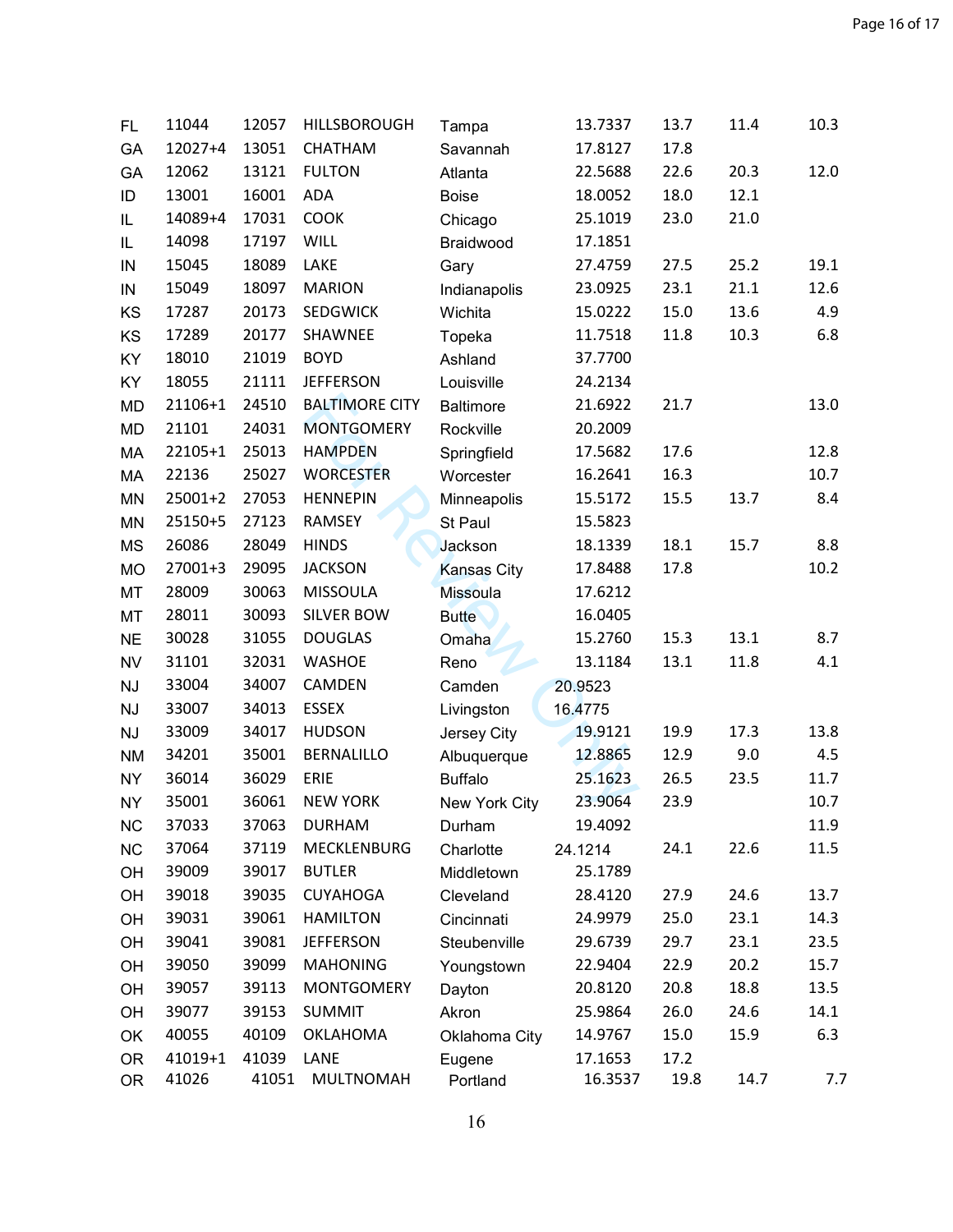| | | | | | | | | |
|---|---|---|---|---|---|---|---|---|
| FL | 11044 | 12057 | HILLSBOROUGH | Tampa | 13.7337 | 13.7 | 11.4 | 10.3 |
| GA | 12027+4 | 13051 | CHATHAM | Savannah | 17.8127 | 17.8 | | |
| GA | 12062 | 13121 | FULTON | Atlanta | 22.5688 | 22.6 | 20.3 | 12.0 |
| ID | 13001 | 16001 | ADA | Boise | 18.0052 | 18.0 | 12.1 | |
| IL | 14089+4 | 17031 | COOK | Chicago | 25.1019 | 23.0 | 21.0 | |
| IL | 14098 | 17197 | WILL | Braidwood | 17.1851 | | | |
| IN | 15045 | 18089 | LAKE | Gary | 27.4759 | 27.5 | 25.2 | 19.1 |
| IN | 15049 | 18097 | MARION | Indianapolis | 23.0925 | 23.1 | 21.1 | 12.6 |
| KS | 17287 | 20173 | SEDGWICK | Wichita | 15.0222 | 15.0 | 13.6 | 4.9 |
| KS | 17289 | 20177 | SHAWNEE | Topeka | 11.7518 | 11.8 | 10.3 | 6.8 |
| KY | 18010 | 21019 | BOYD | Ashland | 37.7700 | | | |
| KY | 18055 | 21111 | JEFFERSON | Louisville | 24.2134 | | | |
| MD | 21106+1 | 24510 | BALTIMORE CITY | Baltimore | 21.6922 | 21.7 | | 13.0 |
| MD | 21101 | 24031 | MONTGOMERY | Rockville | 20.2009 | | | |
| MA | 22105+1 | 25013 | HAMPDEN | Springfield | 17.5682 | 17.6 | | 12.8 |
| MA | 22136 | 25027 | WORCESTER | Worcester | 16.2641 | 16.3 | | 10.7 |
| MN | 25001+2 | 27053 | HENNEPIN | Minneapolis | 15.5172 | 15.5 | 13.7 | 8.4 |
| MN | 25150+5 | 27123 | RAMSEY | St Paul | 15.5823 | | | |
| MS | 26086 | 28049 | HINDS | Jackson | 18.1339 | 18.1 | 15.7 | 8.8 |
| MO | 27001+3 | 29095 | JACKSON | Kansas City | 17.8488 | 17.8 | | 10.2 |
| MT | 28009 | 30063 | MISSOULA | Missoula | 17.6212 | | | |
| MT | 28011 | 30093 | SILVER BOW | Butte | 16.0405 | | | |
| NE | 30028 | 31055 | DOUGLAS | Omaha | 15.2760 | 15.3 | 13.1 | 8.7 |
| NV | 31101 | 32031 | WASHOE | Reno | 13.1184 | 13.1 | 11.8 | 4.1 |
| NJ | 33004 | 34007 | CAMDEN | Camden | 20.9523 | | | |
| NJ | 33007 | 34013 | ESSEX | Livingston | 16.4775 | | | |
| NJ | 33009 | 34017 | HUDSON | Jersey City | 19.9121 | 19.9 | 17.3 | 13.8 |
| NM | 34201 | 35001 | BERNALILLO | Albuquerque | 12.8865 | 12.9 | 9.0 | 4.5 |
| NY | 36014 | 36029 | ERIE | Buffalo | 25.1623 | 26.5 | 23.5 | 11.7 |
| NY | 35001 | 36061 | NEW YORK | New York City | 23.9064 | 23.9 | | 10.7 |
| NC | 37033 | 37063 | DURHAM | Durham | 19.4092 | | | 11.9 |
| NC | 37064 | 37119 | MECKLENBURG | Charlotte | 24.1214 | 24.1 | 22.6 | 11.5 |
| OH | 39009 | 39017 | BUTLER | Middletown | 25.1789 | | | |
| OH | 39018 | 39035 | CUYAHOGA | Cleveland | 28.4120 | 27.9 | 24.6 | 13.7 |
| OH | 39031 | 39061 | HAMILTON | Cincinnati | 24.9979 | 25.0 | 23.1 | 14.3 |
| OH | 39041 | 39081 | JEFFERSON | Steubenville | 29.6739 | 29.7 | 23.1 | 23.5 |
| OH | 39050 | 39099 | MAHONING | Youngstown | 22.9404 | 22.9 | 20.2 | 15.7 |
| OH | 39057 | 39113 | MONTGOMERY | Dayton | 20.8120 | 20.8 | 18.8 | 13.5 |
| OH | 39077 | 39153 | SUMMIT | Akron | 25.9864 | 26.0 | 24.6 | 14.1 |
| OK | 40055 | 40109 | OKLAHOMA | Oklahoma City | 14.9767 | 15.0 | 15.9 | 6.3 |
| OR | 41019+1 | 41039 | LANE | Eugene | 17.1653 | 17.2 | | |
| OR | 41026 | 41051 | MULTNOMAH | Portland | 16.3537 | 19.8 | 14.7 | 7.7 |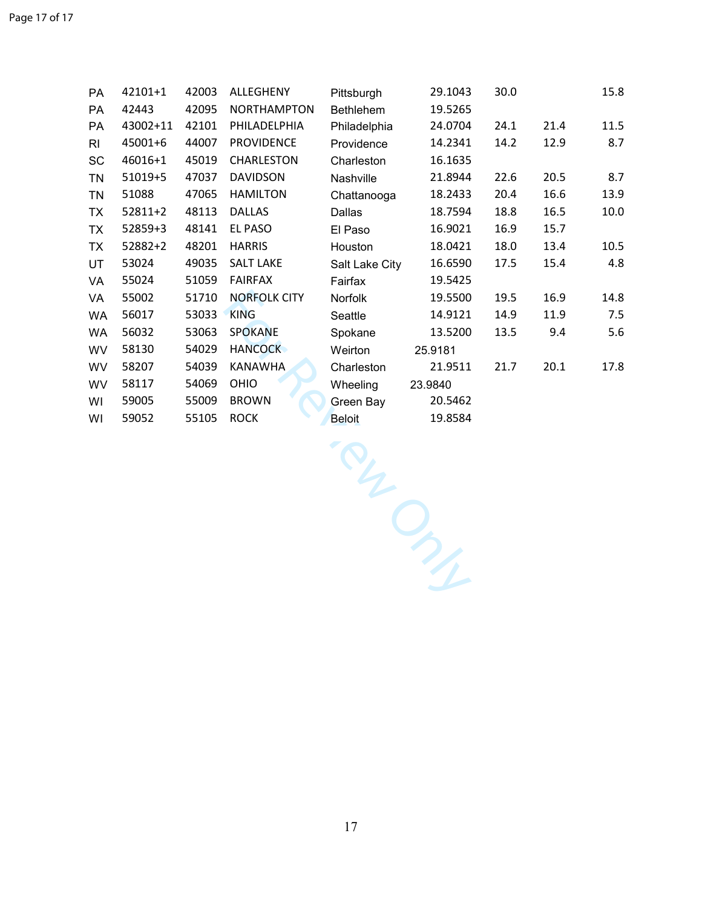| | | | | | | | | |
|---|---|---|---|---|---|---|---|---|
| PA | 42101+1 | 42003 | ALLEGHENY | Pittsburgh | 29.1043 | 30.0 | | 15.8 |
| PA | 42443 | 42095 | NORTHAMPTON | Bethlehem | 19.5265 | | | |
| PA | 43002+11 | 42101 | PHILADELPHIA | Philadelphia | 24.0704 | 24.1 | 21.4 | 11.5 |
| RI | 45001+6 | 44007 | PROVIDENCE | Providence | 14.2341 | 14.2 | 12.9 | 8.7 |
| SC | 46016+1 | 45019 | CHARLESTON | Charleston | 16.1635 | | | |
| TN | 51019+5 | 47037 | DAVIDSON | Nashville | 21.8944 | 22.6 | 20.5 | 8.7 |
| TN | 51088 | 47065 | HAMILTON | Chattanooga | 18.2433 | 20.4 | 16.6 | 13.9 |
| TX | 52811+2 | 48113 | DALLAS | Dallas | 18.7594 | 18.8 | 16.5 | 10.0 |
| TX | 52859+3 | 48141 | EL PASO | El Paso | 16.9021 | 16.9 | 15.7 | |
| TX | 52882+2 | 48201 | HARRIS | Houston | 18.0421 | 18.0 | 13.4 | 10.5 |
| UT | 53024 | 49035 | SALT LAKE | Salt Lake City | 16.6590 | 17.5 | 15.4 | 4.8 |
| VA | 55024 | 51059 | FAIRFAX | Fairfax | 19.5425 | | | |
| VA | 55002 | 51710 | NORFOLK CITY | Norfolk | 19.5500 | 19.5 | 16.9 | 14.8 |
| WA | 56017 | 53033 | KING | Seattle | 14.9121 | 14.9 | 11.9 | 7.5 |
| WA | 56032 | 53063 | SPOKANE | Spokane | 13.5200 | 13.5 | 9.4 | 5.6 |
| WV | 58130 | 54029 | HANCOCK | Weirton | 25.9181 | | | |
| WV | 58207 | 54039 | KANAWHA | Charleston | 21.9511 | 21.7 | 20.1 | 17.8 |
| WV | 58117 | 54069 | OHIO | Wheeling | 23.9840 | | | |
| WI | 59005 | 55009 | BROWN | Green Bay | 20.5462 | | | |
| WI | 59052 | 55105 | ROCK | Beloit | 19.8584 | | | |